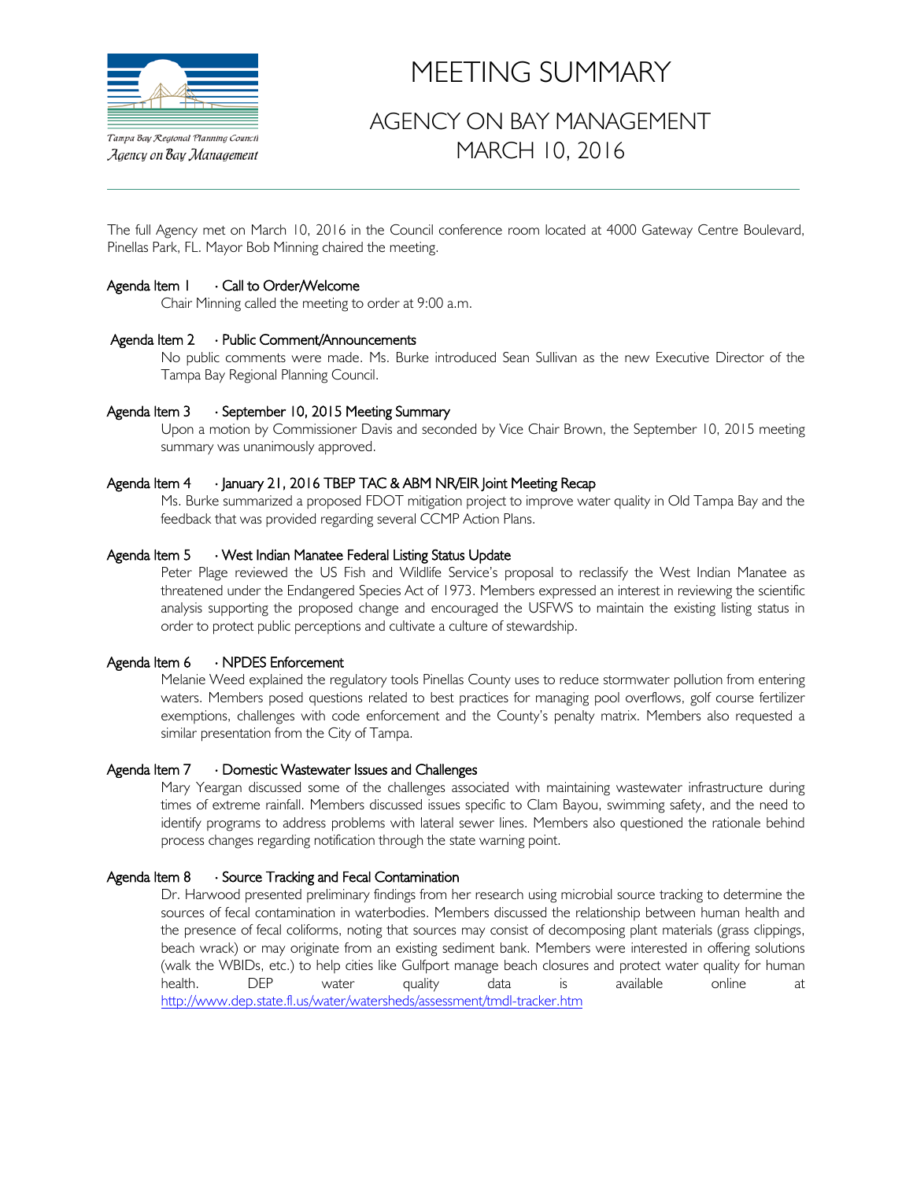Tampa Bay Regional Planning Council
*Agency on Bay Management*

# MEETING SUMMARY

## AGENCY ON BAY MANAGEMENT
## MARCH 10, 2016

---

The full Agency met on March 10, 2016 in the Council conference room located at 4000 Gateway Centre Boulevard, Pinellas Park, FL. Mayor Bob Minning chaired the meeting.

**Agenda Item 1 · Call to Order/Welcome**

Chair Minning called the meeting to order at 9:00 a.m.

**Agenda Item 2 · Public Comment/Announcements**

No public comments were made. Ms. Burke introduced Sean Sullivan as the new Executive Director of the Tampa Bay Regional Planning Council.

**Agenda Item 3 · September 10, 2015 Meeting Summary**

Upon a motion by Commissioner Davis and seconded by Vice Chair Brown, the September 10, 2015 meeting summary was unanimously approved.

**Agenda Item 4 · January 21, 2016 TBEP TAC & ABM NR/EIR Joint Meeting Recap**

Ms. Burke summarized a proposed FDOT mitigation project to improve water quality in Old Tampa Bay and the feedback that was provided regarding several CCMP Action Plans.

**Agenda Item 5 · West Indian Manatee Federal Listing Status Update**

Peter Plage reviewed the US Fish and Wildlife Service's proposal to reclassify the West Indian Manatee as threatened under the Endangered Species Act of 1973. Members expressed an interest in reviewing the scientific analysis supporting the proposed change and encouraged the USFWS to maintain the existing listing status in order to protect public perceptions and cultivate a culture of stewardship.

**Agenda Item 6 · NPDES Enforcement**

Melanie Weed explained the regulatory tools Pinellas County uses to reduce stormwater pollution from entering waters. Members posed questions related to best practices for managing pool overflows, golf course fertilizer exemptions, challenges with code enforcement and the County's penalty matrix. Members also requested a similar presentation from the City of Tampa.

**Agenda Item 7 · Domestic Wastewater Issues and Challenges**

Mary Yeargan discussed some of the challenges associated with maintaining wastewater infrastructure during times of extreme rainfall. Members discussed issues specific to Clam Bayou, swimming safety, and the need to identify programs to address problems with lateral sewer lines. Members also questioned the rationale behind process changes regarding notification through the state warning point.

**Agenda Item 8 · Source Tracking and Fecal Contamination**

Dr. Harwood presented preliminary findings from her research using microbial source tracking to determine the sources of fecal contamination in waterbodies. Members discussed the relationship between human health and the presence of fecal coliforms, noting that sources may consist of decomposing plant materials (grass clippings, beach wrack) or may originate from an existing sediment bank. Members were interested in offering solutions (walk the WBIDs, etc.) to help cities like Gulfport manage beach closures and protect water quality for human health. DEP water quality data is available online at http://www.dep.state.fl.us/water/watersheds/assessment/tmdl-tracker.htm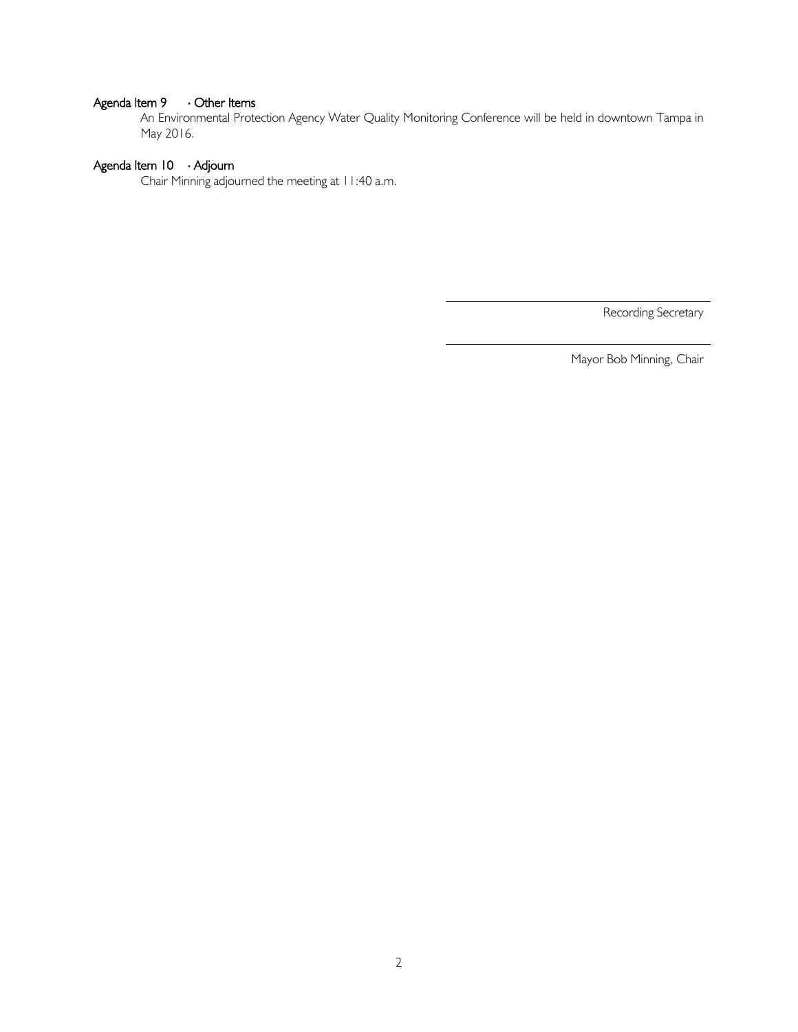**Agenda Item 9 · Other Items**

An Environmental Protection Agency Water Quality Monitoring Conference will be held in downtown Tampa in May 2016.

**Agenda Item 10 · Adjourn**

Chair Minning adjourned the meeting at 11:40 a.m.

\_\_\_\_\_\_\_\_\_\_\_\_\_\_\_\_\_\_\_\_\_\_\_\_\_\_\_\_\_\_\_\_\_\_\_\_

Recording Secretary

\_\_\_\_\_\_\_\_\_\_\_\_\_\_\_\_\_\_\_\_\_\_\_\_\_\_\_\_\_\_\_\_\_\_\_\_

Mayor Bob Minning, Chair